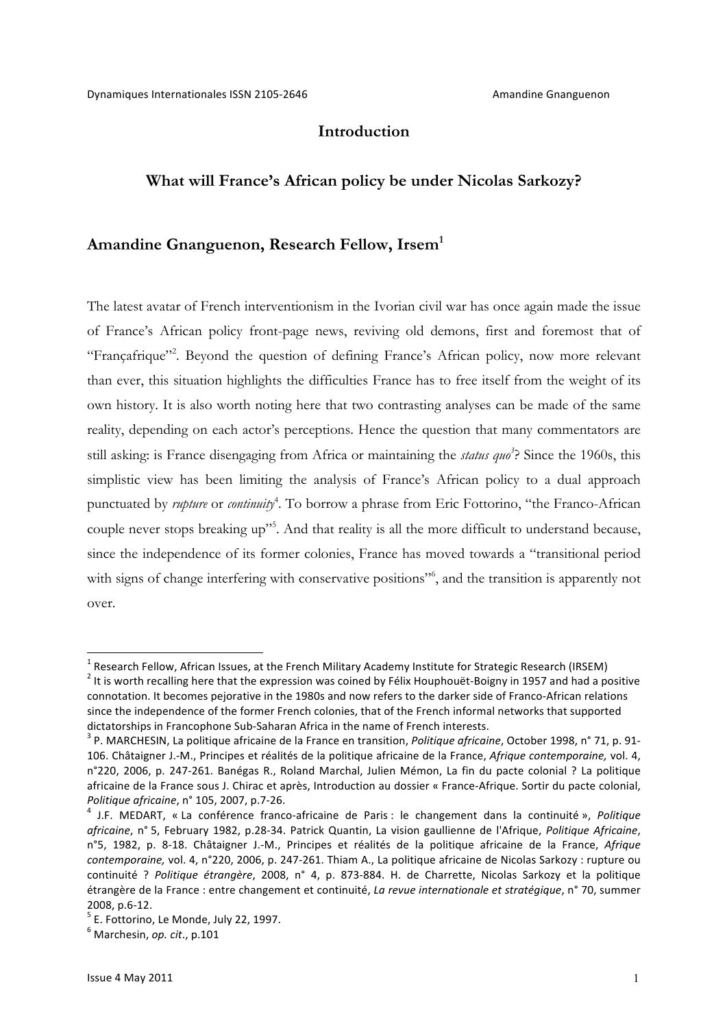# Introduction

## What will France's African policy be under Nicolas Sarkozy?

**Amandine Gnanguenon, Research Fellow, Irsem[1]**

The latest avatar of French interventionism in the Ivorian civil war has once again made the issue of France's African policy front-page news, reviving old demons, first and foremost that of "Françafrique"[2]. Beyond the question of defining France's African policy, now more relevant than ever, this situation highlights the difficulties France has to free itself from the weight of its own history. It is also worth noting here that two contrasting analyses can be made of the same reality, depending on each actor's perceptions. Hence the question that many commentators are still asking: is France disengaging from Africa or maintaining the *status quo*[3]? Since the 1960s, this simplistic view has been limiting the analysis of France's African policy to a dual approach punctuated by *rupture* or *continuity*[4]. To borrow a phrase from Eric Fottorino, "the Franco-African couple never stops breaking up"[5]. And that reality is all the more difficult to understand because, since the independence of its former colonies, France has moved towards a "transitional period with signs of change interfering with conservative positions"[6], and the transition is apparently not over.

---

[1] Research Fellow, African Issues, at the French Military Academy Institute for Strategic Research (IRSEM)

[2] It is worth recalling here that the expression was coined by Félix Houphouët-Boigny in 1957 and had a positive connotation. It becomes pejorative in the 1980s and now refers to the darker side of Franco-African relations since the independence of the former French colonies, that of the French informal networks that supported dictatorships in Francophone Sub-Saharan Africa in the name of French interests.

[3] P. MARCHESIN, La politique africaine de la France en transition, *Politique africaine*, October 1998, n° 71, p. 91-106. Châtaigner J.-M., Principes et réalités de la politique africaine de la France, *Afrique contemporaine,* vol. 4, n°220, 2006, p. 247-261. Banégas R., Roland Marchal, Julien Mémon, La fin du pacte colonial ? La politique africaine de la France sous J. Chirac et après, Introduction au dossier « France-Afrique. Sortir du pacte colonial, *Politique africaine*, n° 105, 2007, p.7-26.

[4] J.F. MEDART, « La conférence franco-africaine de Paris : le changement dans la continuité », *Politique africaine*, n° 5, February 1982, p.28-34. Patrick Quantin, La vision gaullienne de l'Afrique, *Politique Africaine*, n°5, 1982, p. 8-18. Châtaigner J.-M., Principes et réalités de la politique africaine de la France, *Afrique contemporaine,* vol. 4, n°220, 2006, p. 247-261. Thiam A., La politique africaine de Nicolas Sarkozy : rupture ou continuité ? *Politique étrangère*, 2008, n° 4, p. 873-884. H. de Charrette, Nicolas Sarkozy et la politique étrangère de la France : entre changement et continuité, *La revue internationale et stratégique*, n° 70, summer 2008, p.6-12.

[5] E. Fottorino, Le Monde, July 22, 1997.

[6] Marchesin, *op. cit*., p.101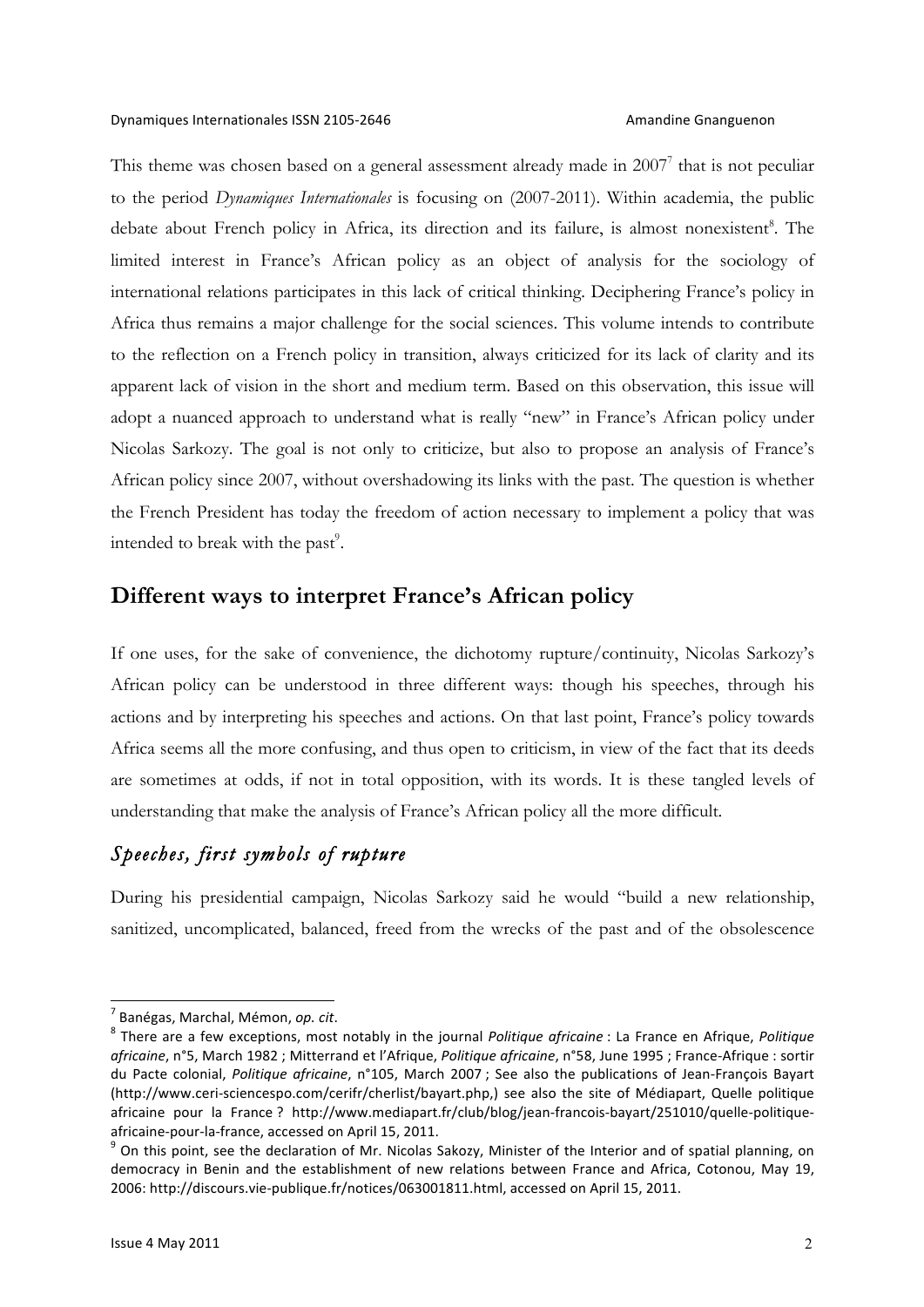This theme was chosen based on a general assessment already made in 2007[7] that is not peculiar to the period *Dynamiques Internationales* is focusing on (2007-2011). Within academia, the public debate about French policy in Africa, its direction and its failure, is almost nonexistent[8]. The limited interest in France's African policy as an object of analysis for the sociology of international relations participates in this lack of critical thinking. Deciphering France's policy in Africa thus remains a major challenge for the social sciences. This volume intends to contribute to the reflection on a French policy in transition, always criticized for its lack of clarity and its apparent lack of vision in the short and medium term. Based on this observation, this issue will adopt a nuanced approach to understand what is really "new" in France's African policy under Nicolas Sarkozy. The goal is not only to criticize, but also to propose an analysis of France's African policy since 2007, without overshadowing its links with the past. The question is whether the French President has today the freedom of action necessary to implement a policy that was intended to break with the past[9].

## Different ways to interpret France's African policy

If one uses, for the sake of convenience, the dichotomy rupture/continuity, Nicolas Sarkozy's African policy can be understood in three different ways: though his speeches, through his actions and by interpreting his speeches and actions. On that last point, France's policy towards Africa seems all the more confusing, and thus open to criticism, in view of the fact that its deeds are sometimes at odds, if not in total opposition, with its words. It is these tangled levels of understanding that make the analysis of France's African policy all the more difficult.

### *Speeches, first symbols of rupture*

During his presidential campaign, Nicolas Sarkozy said he would "build a new relationship, sanitized, uncomplicated, balanced, freed from the wrecks of the past and of the obsolescence

---

[7] Banégas, Marchal, Mémon, *op. cit*.

[8] There are a few exceptions, most notably in the journal *Politique africaine* : La France en Afrique, *Politique africaine*, n°5, March 1982 ; Mitterrand et l'Afrique, *Politique africaine*, n°58, June 1995 ; France-Afrique : sortir du Pacte colonial, *Politique africaine*, n°105, March 2007 ; See also the publications of Jean-François Bayart (http://www.ceri-sciencespo.com/cerifr/cherlist/bayart.php,) see also the site of Médiapart, Quelle politique africaine pour la France ? http://www.mediapart.fr/club/blog/jean-francois-bayart/251010/quelle-politique-africaine-pour-la-france, accessed on April 15, 2011.

[9] On this point, see the declaration of Mr. Nicolas Sakozy, Minister of the Interior and of spatial planning, on democracy in Benin and the establishment of new relations between France and Africa, Cotonou, May 19, 2006: http://discours.vie-publique.fr/notices/063001811.html, accessed on April 15, 2011.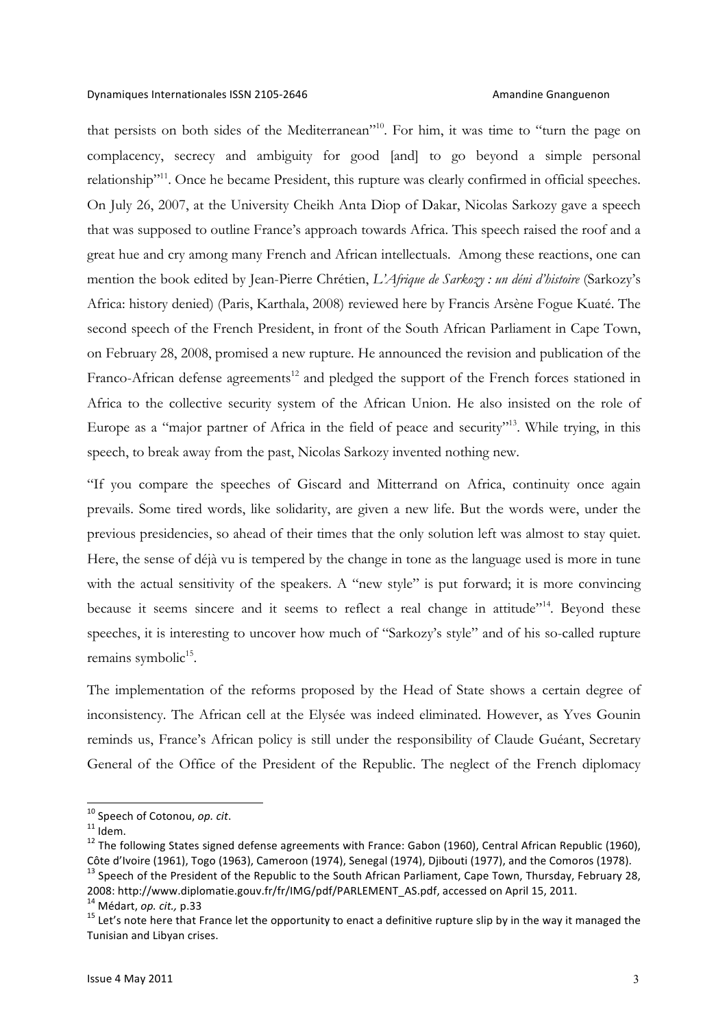that persists on both sides of the Mediterranean"[10]. For him, it was time to "turn the page on complacency, secrecy and ambiguity for good [and] to go beyond a simple personal relationship"[11]. Once he became President, this rupture was clearly confirmed in official speeches. On July 26, 2007, at the University Cheikh Anta Diop of Dakar, Nicolas Sarkozy gave a speech that was supposed to outline France's approach towards Africa. This speech raised the roof and a great hue and cry among many French and African intellectuals. Among these reactions, one can mention the book edited by Jean-Pierre Chrétien, *L'Afrique de Sarkozy : un déni d'histoire* (Sarkozy's Africa: history denied) (Paris, Karthala, 2008) reviewed here by Francis Arsène Fogue Kuaté. The second speech of the French President, in front of the South African Parliament in Cape Town, on February 28, 2008, promised a new rupture. He announced the revision and publication of the Franco-African defense agreements[12] and pledged the support of the French forces stationed in Africa to the collective security system of the African Union. He also insisted on the role of Europe as a "major partner of Africa in the field of peace and security"[13]. While trying, in this speech, to break away from the past, Nicolas Sarkozy invented nothing new.

"If you compare the speeches of Giscard and Mitterrand on Africa, continuity once again prevails. Some tired words, like solidarity, are given a new life. But the words were, under the previous presidencies, so ahead of their times that the only solution left was almost to stay quiet. Here, the sense of déjà vu is tempered by the change in tone as the language used is more in tune with the actual sensitivity of the speakers. A "new style" is put forward; it is more convincing because it seems sincere and it seems to reflect a real change in attitude"[14]. Beyond these speeches, it is interesting to uncover how much of "Sarkozy's style" and of his so-called rupture remains symbolic[15].

The implementation of the reforms proposed by the Head of State shows a certain degree of inconsistency. The African cell at the Elysée was indeed eliminated. However, as Yves Gounin reminds us, France's African policy is still under the responsibility of Claude Guéant, Secretary General of the Office of the President of the Republic. The neglect of the French diplomacy

---

[10] Speech of Cotonou, *op. cit*.

[11] Idem.

[12] The following States signed defense agreements with France: Gabon (1960), Central African Republic (1960), Côte d'Ivoire (1961), Togo (1963), Cameroon (1974), Senegal (1974), Djibouti (1977), and the Comoros (1978).

[13] Speech of the President of the Republic to the South African Parliament, Cape Town, Thursday, February 28, 2008: http://www.diplomatie.gouv.fr/fr/IMG/pdf/PARLEMENT_AS.pdf, accessed on April 15, 2011.

[14] Médart, *op. cit.,* p.33

[15] Let's note here that France let the opportunity to enact a definitive rupture slip by in the way it managed the Tunisian and Libyan crises.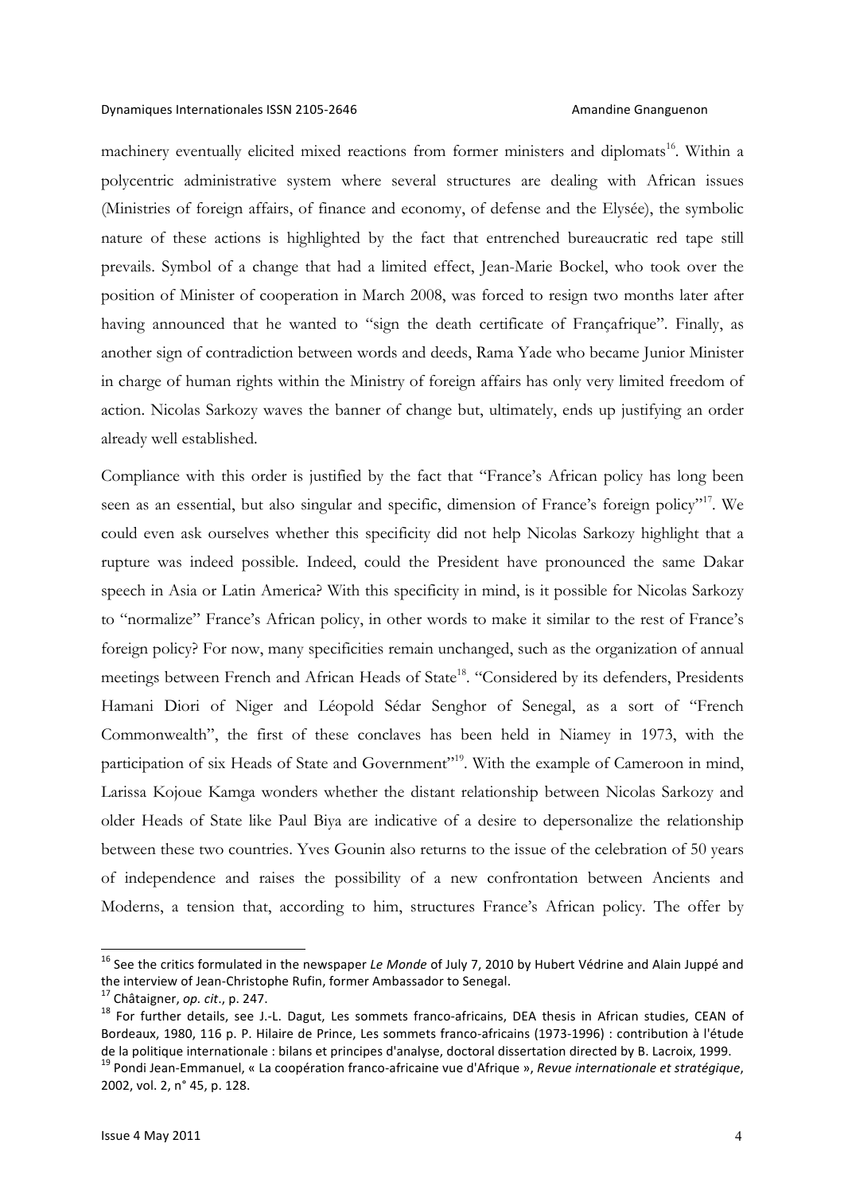machinery eventually elicited mixed reactions from former ministers and diplomats[16]. Within a polycentric administrative system where several structures are dealing with African issues (Ministries of foreign affairs, of finance and economy, of defense and the Elysée), the symbolic nature of these actions is highlighted by the fact that entrenched bureaucratic red tape still prevails. Symbol of a change that had a limited effect, Jean-Marie Bockel, who took over the position of Minister of cooperation in March 2008, was forced to resign two months later after having announced that he wanted to "sign the death certificate of Françafrique". Finally, as another sign of contradiction between words and deeds, Rama Yade who became Junior Minister in charge of human rights within the Ministry of foreign affairs has only very limited freedom of action. Nicolas Sarkozy waves the banner of change but, ultimately, ends up justifying an order already well established.

Compliance with this order is justified by the fact that "France's African policy has long been seen as an essential, but also singular and specific, dimension of France's foreign policy"[17]. We could even ask ourselves whether this specificity did not help Nicolas Sarkozy highlight that a rupture was indeed possible. Indeed, could the President have pronounced the same Dakar speech in Asia or Latin America? With this specificity in mind, is it possible for Nicolas Sarkozy to "normalize" France's African policy, in other words to make it similar to the rest of France's foreign policy? For now, many specificities remain unchanged, such as the organization of annual meetings between French and African Heads of State[18]. "Considered by its defenders, Presidents Hamani Diori of Niger and Léopold Sédar Senghor of Senegal, as a sort of "French Commonwealth", the first of these conclaves has been held in Niamey in 1973, with the participation of six Heads of State and Government"[19]. With the example of Cameroon in mind, Larissa Kojoue Kamga wonders whether the distant relationship between Nicolas Sarkozy and older Heads of State like Paul Biya are indicative of a desire to depersonalize the relationship between these two countries. Yves Gounin also returns to the issue of the celebration of 50 years of independence and raises the possibility of a new confrontation between Ancients and Moderns, a tension that, according to him, structures France's African policy. The offer by

---

[16] See the critics formulated in the newspaper *Le Monde* of July 7, 2010 by Hubert Védrine and Alain Juppé and the interview of Jean-Christophe Rufin, former Ambassador to Senegal.

[17] Châtaigner, *op. cit*., p. 247.

[18] For further details, see J.-L. Dagut, Les sommets franco-africains, DEA thesis in African studies, CEAN of Bordeaux, 1980, 116 p. P. Hilaire de Prince, Les sommets franco-africains (1973-1996) : contribution à l'étude de la politique internationale : bilans et principes d'analyse, doctoral dissertation directed by B. Lacroix, 1999.

[19] Pondi Jean-Emmanuel, « La coopération franco-africaine vue d'Afrique », *Revue internationale et stratégique*, 2002, vol. 2, n° 45, p. 128.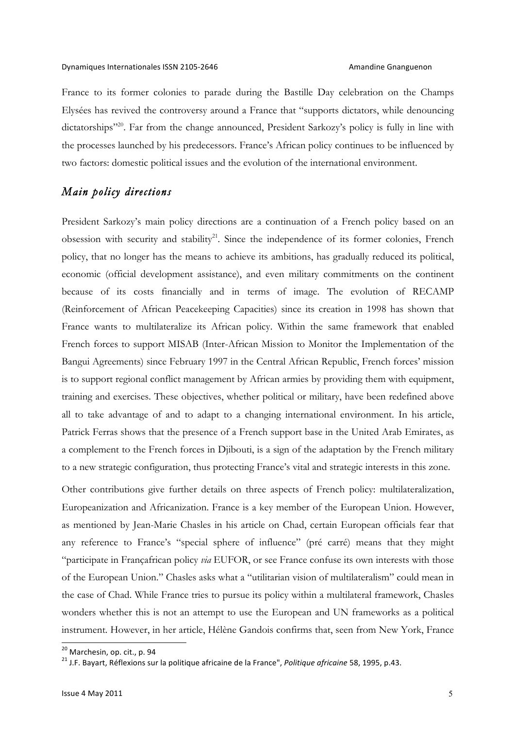France to its former colonies to parade during the Bastille Day celebration on the Champs Elysées has revived the controversy around a France that "supports dictators, while denouncing dictatorships"[20]. Far from the change announced, President Sarkozy's policy is fully in line with the processes launched by his predecessors. France's African policy continues to be influenced by two factors: domestic political issues and the evolution of the international environment.

## *Main policy directions*

President Sarkozy's main policy directions are a continuation of a French policy based on an obsession with security and stability[21]. Since the independence of its former colonies, French policy, that no longer has the means to achieve its ambitions, has gradually reduced its political, economic (official development assistance), and even military commitments on the continent because of its costs financially and in terms of image. The evolution of RECAMP (Reinforcement of African Peacekeeping Capacities) since its creation in 1998 has shown that France wants to multilateralize its African policy. Within the same framework that enabled French forces to support MISAB (Inter-African Mission to Monitor the Implementation of the Bangui Agreements) since February 1997 in the Central African Republic, French forces' mission is to support regional conflict management by African armies by providing them with equipment, training and exercises. These objectives, whether political or military, have been redefined above all to take advantage of and to adapt to a changing international environment. In his article, Patrick Ferras shows that the presence of a French support base in the United Arab Emirates, as a complement to the French forces in Djibouti, is a sign of the adaptation by the French military to a new strategic configuration, thus protecting France's vital and strategic interests in this zone.

Other contributions give further details on three aspects of French policy: multilateralization, Europeanization and Africanization. France is a key member of the European Union. However, as mentioned by Jean-Marie Chasles in his article on Chad, certain European officials fear that any reference to France's "special sphere of influence" (pré carré) means that they might "participate in Françafrican policy *via* EUFOR, or see France confuse its own interests with those of the European Union." Chasles asks what a "utilitarian vision of multilateralism" could mean in the case of Chad. While France tries to pursue its policy within a multilateral framework, Chasles wonders whether this is not an attempt to use the European and UN frameworks as a political instrument. However, in her article, Hélène Gandois confirms that, seen from New York, France

[20] Marchesin, op. cit., p. 94

[21] J.F. Bayart, Réflexions sur la politique africaine de la France", *Politique africaine* 58, 1995, p.43.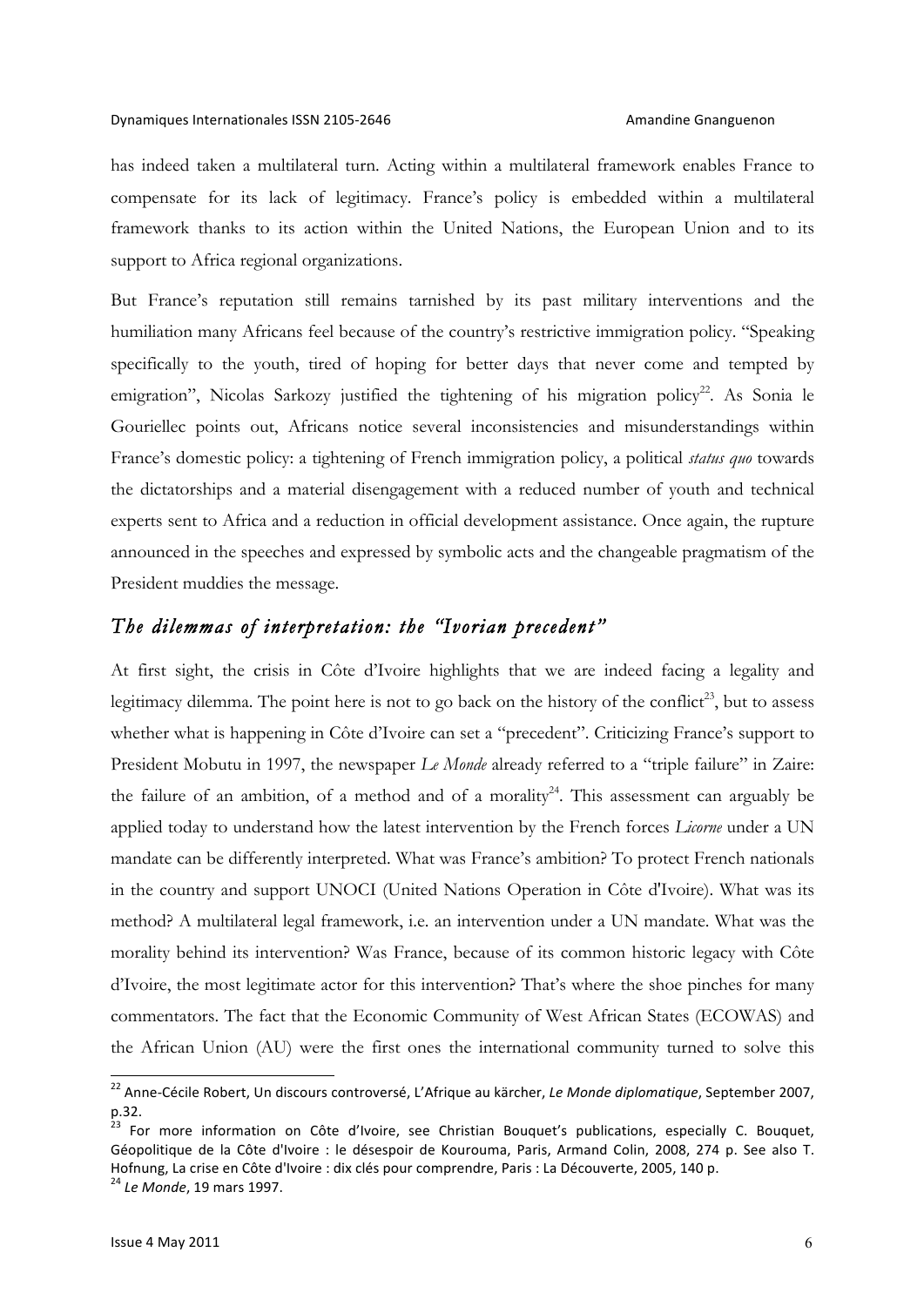has indeed taken a multilateral turn. Acting within a multilateral framework enables France to compensate for its lack of legitimacy. France's policy is embedded within a multilateral framework thanks to its action within the United Nations, the European Union and to its support to Africa regional organizations.

But France's reputation still remains tarnished by its past military interventions and the humiliation many Africans feel because of the country's restrictive immigration policy. "Speaking specifically to the youth, tired of hoping for better days that never come and tempted by emigration", Nicolas Sarkozy justified the tightening of his migration policy[22]. As Sonia le Gouriellec points out, Africans notice several inconsistencies and misunderstandings within France's domestic policy: a tightening of French immigration policy, a political *status quo* towards the dictatorships and a material disengagement with a reduced number of youth and technical experts sent to Africa and a reduction in official development assistance. Once again, the rupture announced in the speeches and expressed by symbolic acts and the changeable pragmatism of the President muddies the message.

## *The dilemmas of interpretation: the "Ivorian precedent"*

At first sight, the crisis in Côte d'Ivoire highlights that we are indeed facing a legality and legitimacy dilemma. The point here is not to go back on the history of the conflict[23], but to assess whether what is happening in Côte d'Ivoire can set a "precedent". Criticizing France's support to President Mobutu in 1997, the newspaper *Le Monde* already referred to a "triple failure" in Zaire: the failure of an ambition, of a method and of a morality[24]. This assessment can arguably be applied today to understand how the latest intervention by the French forces *Licorne* under a UN mandate can be differently interpreted. What was France's ambition? To protect French nationals in the country and support UNOCI (United Nations Operation in Côte d'Ivoire). What was its method? A multilateral legal framework, i.e. an intervention under a UN mandate. What was the morality behind its intervention? Was France, because of its common historic legacy with Côte d'Ivoire, the most legitimate actor for this intervention? That's where the shoe pinches for many commentators. The fact that the Economic Community of West African States (ECOWAS) and the African Union (AU) were the first ones the international community turned to solve this

---

[22] Anne-Cécile Robert, Un discours controversé, L'Afrique au kärcher, *Le Monde diplomatique*, September 2007, p.32.

[23] For more information on Côte d'Ivoire, see Christian Bouquet's publications, especially C. Bouquet, Géopolitique de la Côte d'Ivoire : le désespoir de Kourouma, Paris, Armand Colin, 2008, 274 p. See also T. Hofnung, La crise en Côte d'Ivoire : dix clés pour comprendre, Paris : La Découverte, 2005, 140 p.

[24] *Le Monde*, 19 mars 1997.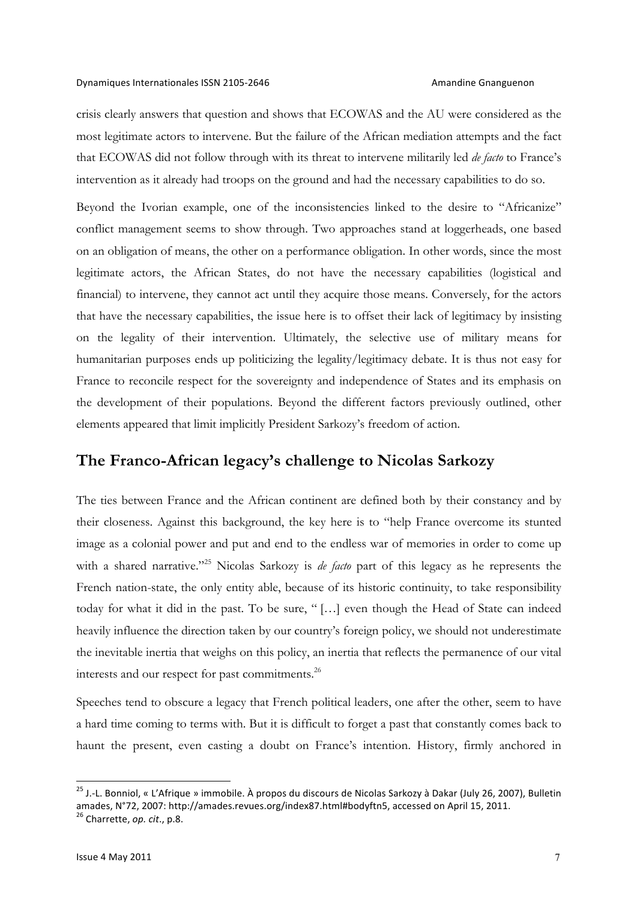crisis clearly answers that question and shows that ECOWAS and the AU were considered as the most legitimate actors to intervene. But the failure of the African mediation attempts and the fact that ECOWAS did not follow through with its threat to intervene militarily led *de facto* to France's intervention as it already had troops on the ground and had the necessary capabilities to do so.

Beyond the Ivorian example, one of the inconsistencies linked to the desire to "Africanize" conflict management seems to show through. Two approaches stand at loggerheads, one based on an obligation of means, the other on a performance obligation. In other words, since the most legitimate actors, the African States, do not have the necessary capabilities (logistical and financial) to intervene, they cannot act until they acquire those means. Conversely, for the actors that have the necessary capabilities, the issue here is to offset their lack of legitimacy by insisting on the legality of their intervention. Ultimately, the selective use of military means for humanitarian purposes ends up politicizing the legality/legitimacy debate. It is thus not easy for France to reconcile respect for the sovereignty and independence of States and its emphasis on the development of their populations. Beyond the different factors previously outlined, other elements appeared that limit implicitly President Sarkozy's freedom of action.

## The Franco-African legacy's challenge to Nicolas Sarkozy

The ties between France and the African continent are defined both by their constancy and by their closeness. Against this background, the key here is to "help France overcome its stunted image as a colonial power and put and end to the endless war of memories in order to come up with a shared narrative."[25] Nicolas Sarkozy is *de facto* part of this legacy as he represents the French nation-state, the only entity able, because of its historic continuity, to take responsibility today for what it did in the past. To be sure, " […] even though the Head of State can indeed heavily influence the direction taken by our country's foreign policy, we should not underestimate the inevitable inertia that weighs on this policy, an inertia that reflects the permanence of our vital interests and our respect for past commitments.[26]

Speeches tend to obscure a legacy that French political leaders, one after the other, seem to have a hard time coming to terms with. But it is difficult to forget a past that constantly comes back to haunt the present, even casting a doubt on France's intention. History, firmly anchored in

---

[25] J.-L. Bonniol, « L'Afrique » immobile. À propos du discours de Nicolas Sarkozy à Dakar (July 26, 2007), Bulletin amades, N°72, 2007: http://amades.revues.org/index87.html#bodyftn5, accessed on April 15, 2011.

[26] Charrette, *op. cit*., p.8.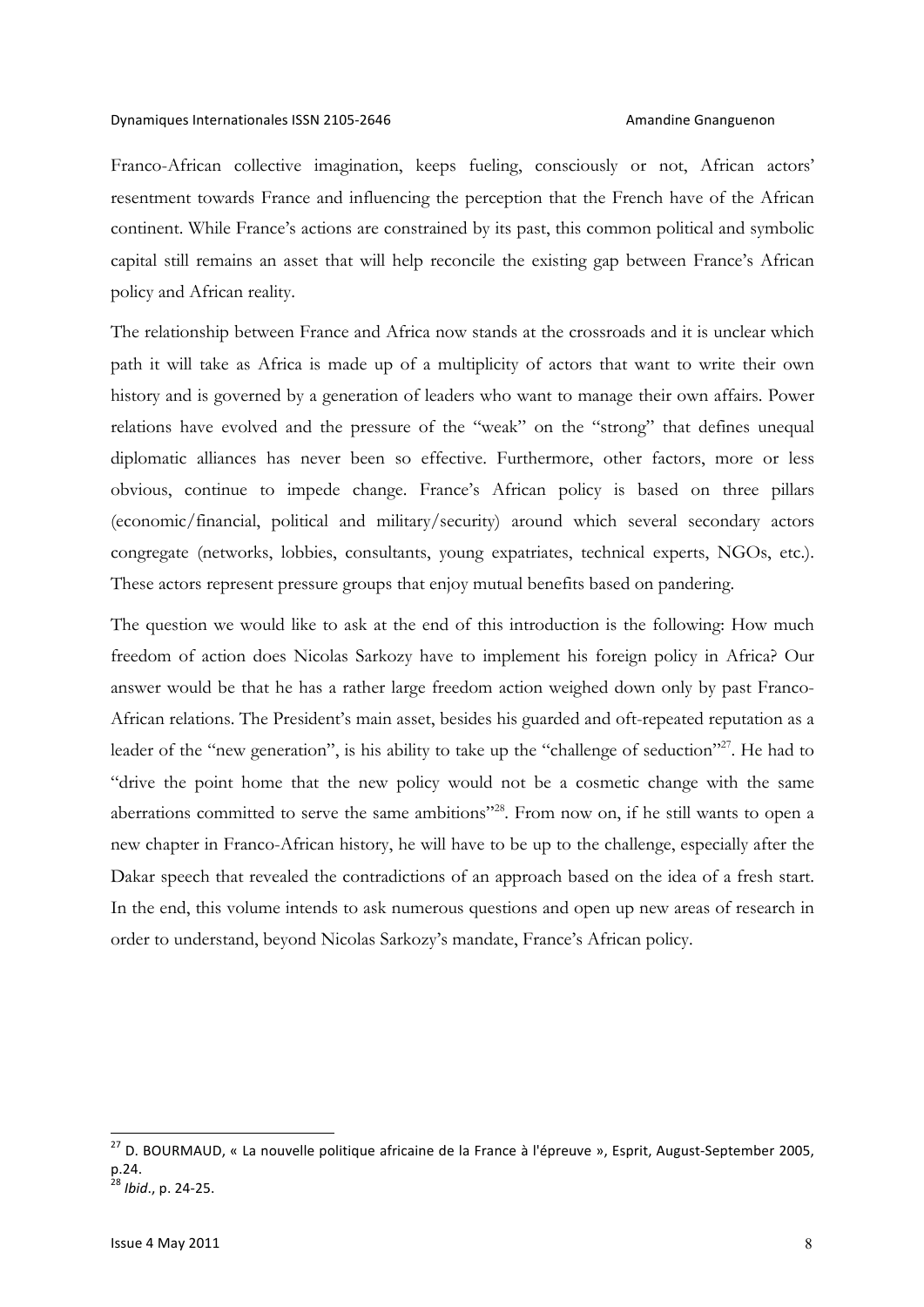Franco-African collective imagination, keeps fueling, consciously or not, African actors' resentment towards France and influencing the perception that the French have of the African continent. While France's actions are constrained by its past, this common political and symbolic capital still remains an asset that will help reconcile the existing gap between France's African policy and African reality.

The relationship between France and Africa now stands at the crossroads and it is unclear which path it will take as Africa is made up of a multiplicity of actors that want to write their own history and is governed by a generation of leaders who want to manage their own affairs. Power relations have evolved and the pressure of the "weak" on the "strong" that defines unequal diplomatic alliances has never been so effective. Furthermore, other factors, more or less obvious, continue to impede change. France's African policy is based on three pillars (economic/financial, political and military/security) around which several secondary actors congregate (networks, lobbies, consultants, young expatriates, technical experts, NGOs, etc.). These actors represent pressure groups that enjoy mutual benefits based on pandering.

The question we would like to ask at the end of this introduction is the following: How much freedom of action does Nicolas Sarkozy have to implement his foreign policy in Africa? Our answer would be that he has a rather large freedom action weighed down only by past Franco-African relations. The President's main asset, besides his guarded and oft-repeated reputation as a leader of the "new generation", is his ability to take up the "challenge of seduction"[27]. He had to "drive the point home that the new policy would not be a cosmetic change with the same aberrations committed to serve the same ambitions"[28]. From now on, if he still wants to open a new chapter in Franco-African history, he will have to be up to the challenge, especially after the Dakar speech that revealed the contradictions of an approach based on the idea of a fresh start. In the end, this volume intends to ask numerous questions and open up new areas of research in order to understand, beyond Nicolas Sarkozy's mandate, France's African policy.

---

[27] D. BOURMAUD, « La nouvelle politique africaine de la France à l'épreuve », Esprit, August-September 2005, p.24.

[28] *Ibid*., p. 24-25.